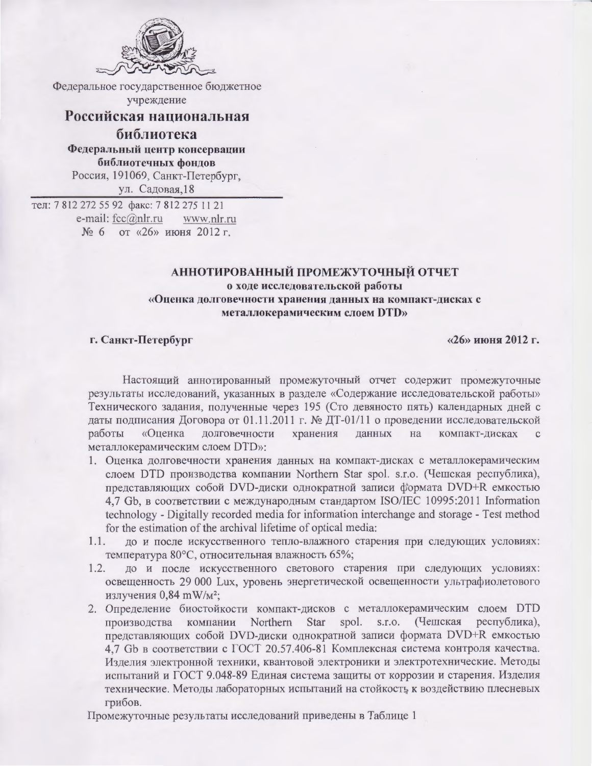Федеральное государственное бюджетное учреждение

**Российская национальная библиотека**

**Федеральный центр консервации библиотечных фондов**

Россия, 191069, Санкт-Петербург, ул. Садовая,18

тел: 7 812 272 55 92 факс: 7 812 275 11 21
e-mail: fcc@nlr.ru www.nlr.ru
№ 6 от «26» июня 2012 г.

# АННОТИРОВАННЫЙ ПРОМЕЖУТОЧНЫЙ ОТЧЕТ

## о ходе исследовательской работы «Оценка долговечности хранения данных на компакт-дисках с металлокерамическим слоем DTD»

**г. Санкт-Петербург** **«26» июня 2012 г.**

Настоящий аннотированный промежуточный отчет содержит промежуточные результаты исследований, указанных в разделе «Содержание исследовательской работы» Технического задания, полученные через 195 (Сто девяносто пять) календарных дней с даты подписания Договора от 01.11.2011 г. № ДТ-01/11 о проведении исследовательской работы «Оценка долговечности хранения данных на компакт-дисках с металлокерамическим слоем DTD»:

1. Оценка долговечности хранения данных на компакт-дисках с металлокерамическим слоем DTD производства компании Northern Star spol. s.r.o. (Чешская республика), представляющих собой DVD-диски однократной записи формата DVD+R емкостью 4,7 Gb, в соответствии с международным стандартом ISO/IEC 10995:2011 Information technology - Digitally recorded media for information interchange and storage - Test method for the estimation of the archival lifetime of optical media:

1.1. до и после искусственного тепло-влажного старения при следующих условиях: температура 80°C, относительная влажность 65%;

1.2. до и после искусственного светового старения при следующих условиях: освещенность 29 000 Lux, уровень энергетической освещенности ультрафиолетового излучения 0,84 mW/м²;

2. Определение биостойкости компакт-дисков с металлокерамическим слоем DTD производства компании Northern Star spol. s.r.o. (Чешская республика), представляющих собой DVD-диски однократной записи формата DVD+R емкостью 4,7 Gb в соответствии с ГОСТ 20.57.406-81 Комплексная система контроля качества. Изделия электронной техники, квантовой электроники и электротехнические. Методы испытаний и ГОСТ 9.048-89 Единая система защиты от коррозии и старения. Изделия технические. Методы лабораторных испытаний на стойкость к воздействию плесневых грибов.

Промежуточные результаты исследований приведены в Таблице 1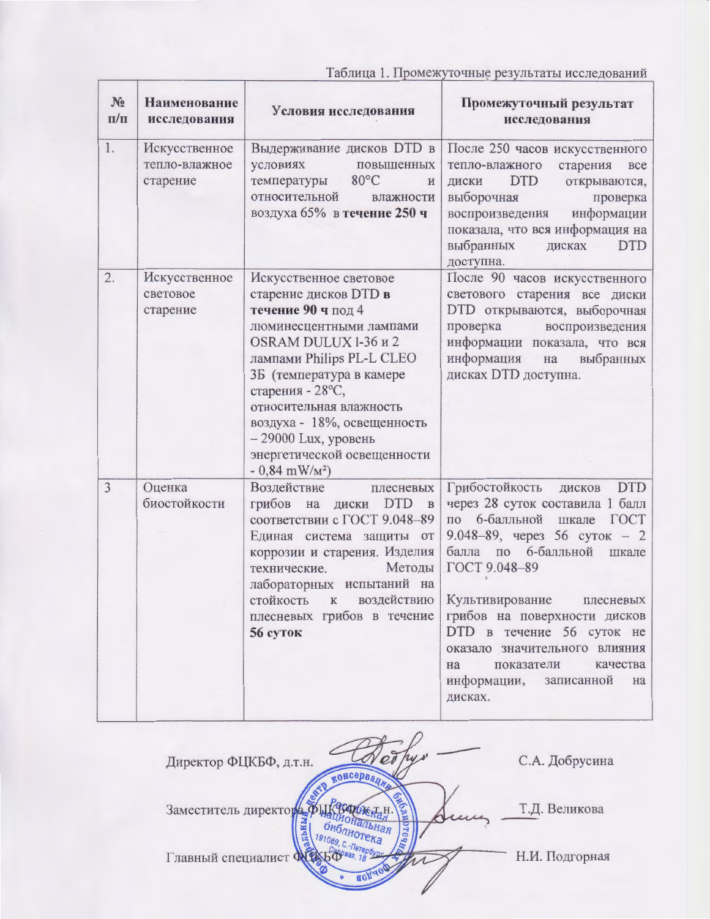Таблица 1. Промежуточные результаты исследований

| № п/п | Наименование исследования | Условия исследования | Промежуточный результат исследования |
|---|---|---|---|
| 1. | Искусственное тепло-влажное старение | Выдерживание дисков DTD в условиях повышенных температуры 80°С и относительной влажности воздуха 65% в **течение 250 ч** | После 250 часов искусственного тепло-влажного старения все диски DTD открываются, выборочная проверка воспроизведения информации показала, что вся информация на выбранных дисках DTD доступна. |
| 2. | Искусственное световое старение | Искусственное световое старение дисков DTD **в течение 90 ч** под 4 люминесцентными лампами OSRAM DULUX l-36 и 2 лампами Philips PL-L CLEO 3Б (температура в камере старения - 28°С, относительная влажность воздуха - 18%, освещенность – 29000 Lux, уровень энергетической освещенности - 0,84 mW/м²) | После 90 часов искусственного светового старения все диски DTD открываются, выборочная проверка воспроизведения информации показала, что вся информация на выбранных дисках DTD доступна. |
| 3 | Оценка биостойкости | Воздействие плесневых грибов на диски DTD в соответствии с ГОСТ 9.048–89 Единая система защиты от коррозии и старения. Изделия технические. Методы лабораторных испытаний на стойкость к воздействию плесневых грибов в течение **56 суток** | Грибостойкость дисков DTD через 28 суток составила 1 балл по 6-балльной шкале ГОСТ 9.048–89, через 56 суток – 2 балла по 6-балльной шкале ГОСТ 9.048–89<br><br>Культивирование плесневых грибов на поверхности дисков DTD в течение 56 суток не оказало значительного влияния на показатели качества информации, записанной на дисках. |

Директор ФЦКБФ, д.т.н. С.А. Добрусина

Заместитель директора ФЦКБФ, к.т.н. Т.Д. Великова

Главный специалист ФЦКБФ Н.И. Подгорная